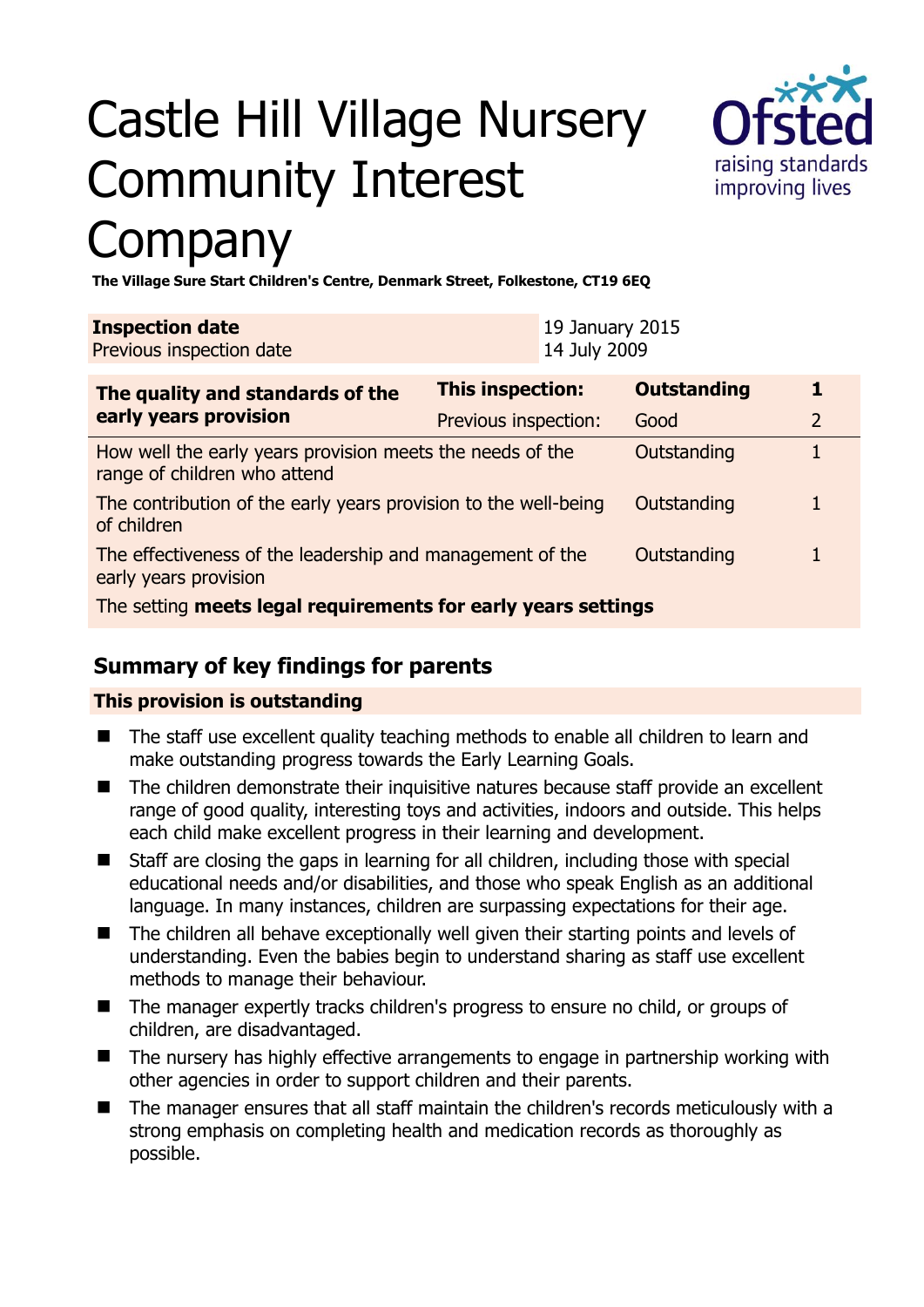# Castle Hill Village Nursery Community Interest Company

**The Village Sure Start Children's Centre, Denmark Street, Folkestone, CT19 6EQ**

| **Inspection date** | 19 January 2015 |
|---|---|
| Previous inspection date | 14 July 2009 |

| **The quality and standards of the early years provision** | **This inspection:** | **Outstanding** | **1** |
|---|---|---|---|
| | Previous inspection: | Good | 2 |
| How well the early years provision meets the needs of the range of children who attend | | Outstanding | 1 |
| The contribution of the early years provision to the well-being of children | | Outstanding | 1 |
| The effectiveness of the leadership and management of the early years provision | | Outstanding | 1 |
| The setting **meets legal requirements for early years settings** | | | |

## Summary of key findings for parents

**This provision is outstanding**

- The staff use excellent quality teaching methods to enable all children to learn and make outstanding progress towards the Early Learning Goals.
- The children demonstrate their inquisitive natures because staff provide an excellent range of good quality, interesting toys and activities, indoors and outside. This helps each child make excellent progress in their learning and development.
- Staff are closing the gaps in learning for all children, including those with special educational needs and/or disabilities, and those who speak English as an additional language. In many instances, children are surpassing expectations for their age.
- The children all behave exceptionally well given their starting points and levels of understanding. Even the babies begin to understand sharing as staff use excellent methods to manage their behaviour.
- The manager expertly tracks children's progress to ensure no child, or groups of children, are disadvantaged.
- The nursery has highly effective arrangements to engage in partnership working with other agencies in order to support children and their parents.
- The manager ensures that all staff maintain the children's records meticulously with a strong emphasis on completing health and medication records as thoroughly as possible.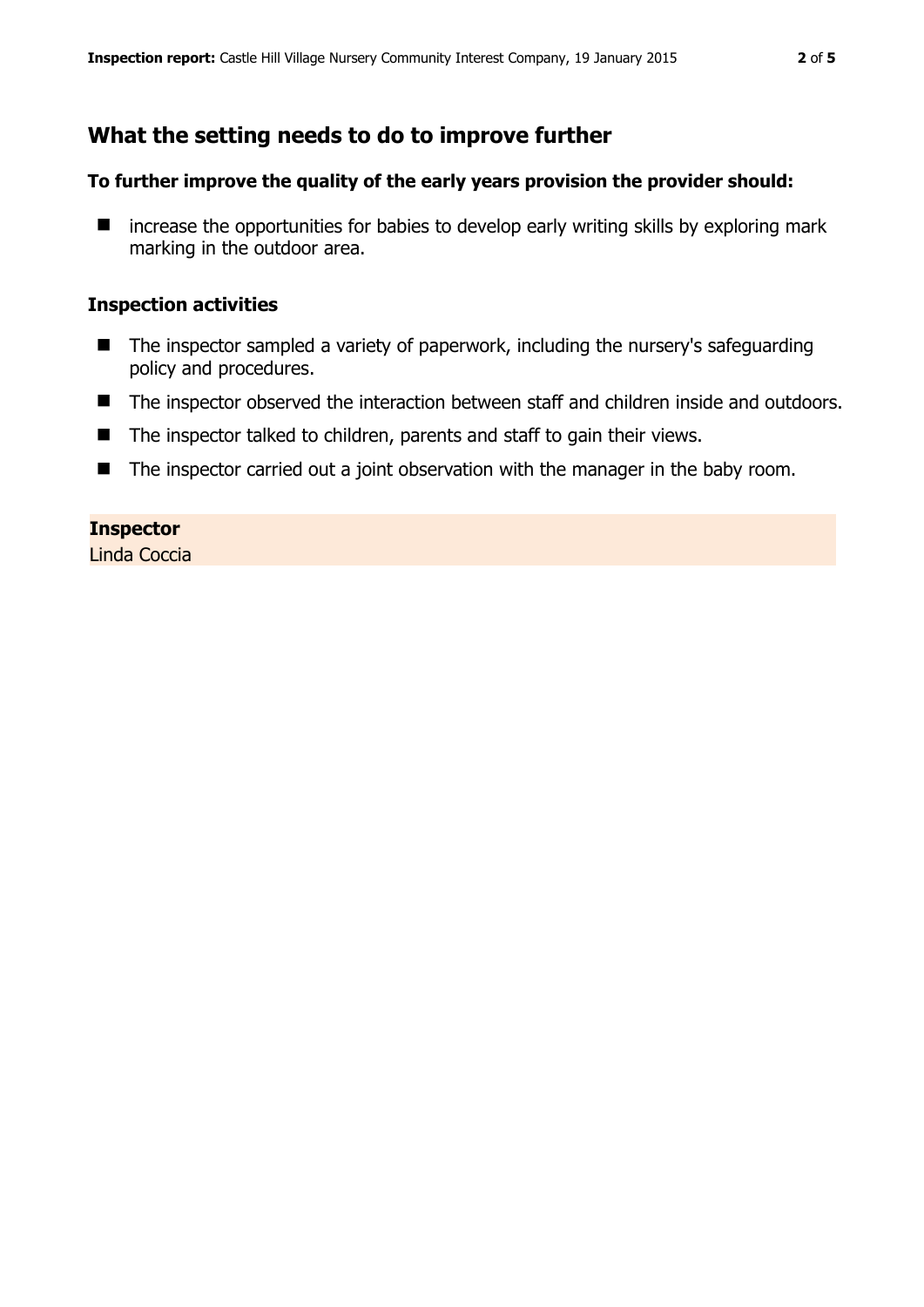## What the setting needs to do to improve further

**To further improve the quality of the early years provision the provider should:**

- increase the opportunities for babies to develop early writing skills by exploring mark marking in the outdoor area.

### Inspection activities

- The inspector sampled a variety of paperwork, including the nursery's safeguarding policy and procedures.
- The inspector observed the interaction between staff and children inside and outdoors.
- The inspector talked to children, parents and staff to gain their views.
- The inspector carried out a joint observation with the manager in the baby room.

**Inspector**
Linda Coccia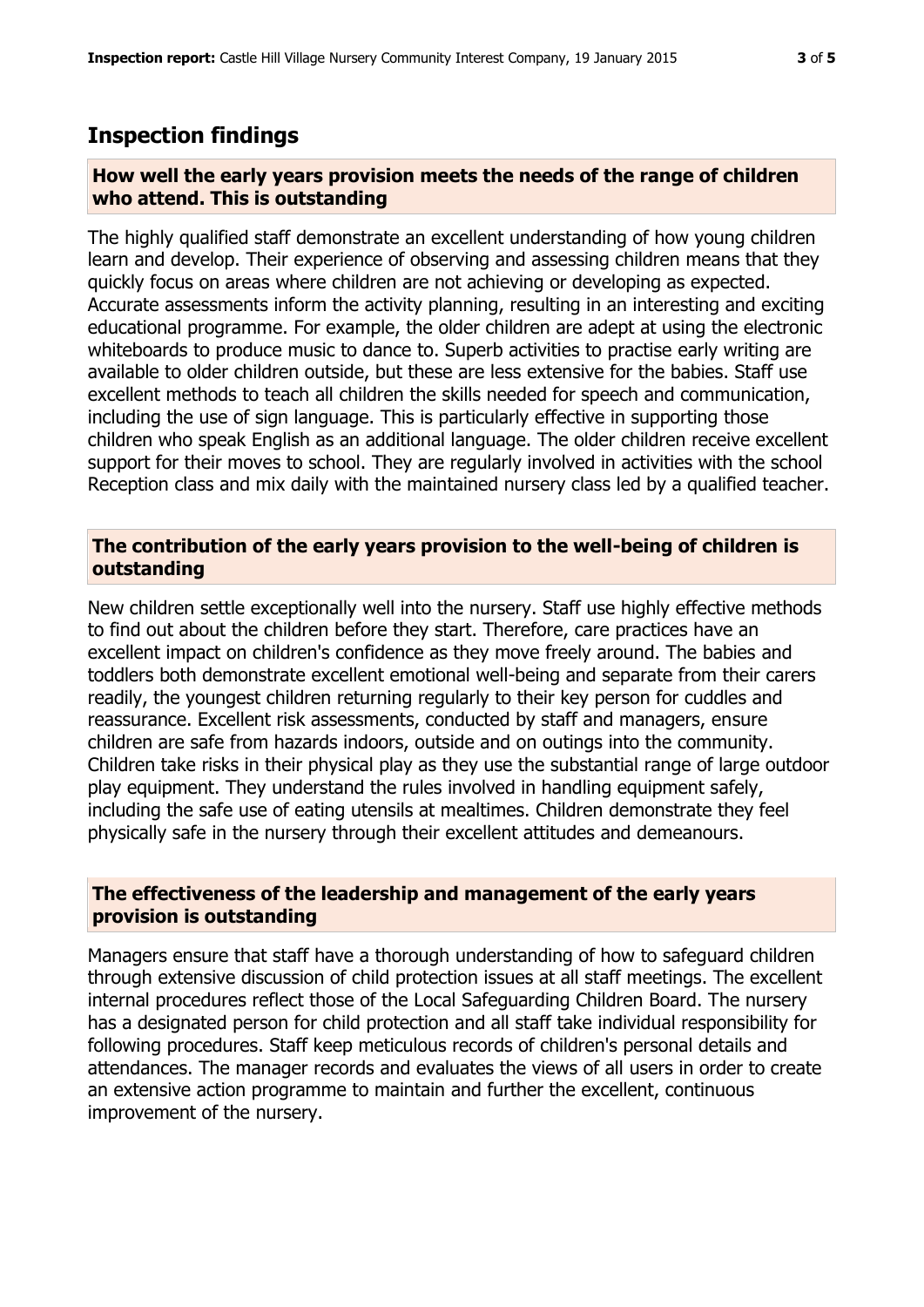## Inspection findings

### How well the early years provision meets the needs of the range of children who attend. This is outstanding

The highly qualified staff demonstrate an excellent understanding of how young children learn and develop. Their experience of observing and assessing children means that they quickly focus on areas where children are not achieving or developing as expected. Accurate assessments inform the activity planning, resulting in an interesting and exciting educational programme. For example, the older children are adept at using the electronic whiteboards to produce music to dance to. Superb activities to practise early writing are available to older children outside, but these are less extensive for the babies. Staff use excellent methods to teach all children the skills needed for speech and communication, including the use of sign language. This is particularly effective in supporting those children who speak English as an additional language. The older children receive excellent support for their moves to school. They are regularly involved in activities with the school Reception class and mix daily with the maintained nursery class led by a qualified teacher.

### The contribution of the early years provision to the well-being of children is outstanding

New children settle exceptionally well into the nursery. Staff use highly effective methods to find out about the children before they start. Therefore, care practices have an excellent impact on children's confidence as they move freely around. The babies and toddlers both demonstrate excellent emotional well-being and separate from their carers readily, the youngest children returning regularly to their key person for cuddles and reassurance. Excellent risk assessments, conducted by staff and managers, ensure children are safe from hazards indoors, outside and on outings into the community. Children take risks in their physical play as they use the substantial range of large outdoor play equipment. They understand the rules involved in handling equipment safely, including the safe use of eating utensils at mealtimes. Children demonstrate they feel physically safe in the nursery through their excellent attitudes and demeanours.

### The effectiveness of the leadership and management of the early years provision is outstanding

Managers ensure that staff have a thorough understanding of how to safeguard children through extensive discussion of child protection issues at all staff meetings. The excellent internal procedures reflect those of the Local Safeguarding Children Board. The nursery has a designated person for child protection and all staff take individual responsibility for following procedures. Staff keep meticulous records of children's personal details and attendances. The manager records and evaluates the views of all users in order to create an extensive action programme to maintain and further the excellent, continuous improvement of the nursery.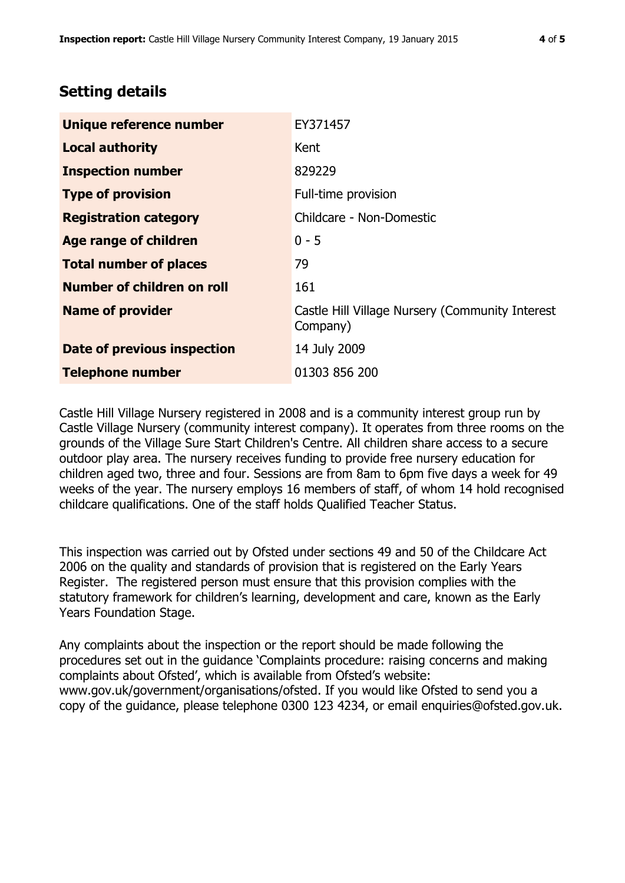## Setting details

| | |
|---|---|
| **Unique reference number** | EY371457 |
| **Local authority** | Kent |
| **Inspection number** | 829229 |
| **Type of provision** | Full-time provision |
| **Registration category** | Childcare - Non-Domestic |
| **Age range of children** | 0 - 5 |
| **Total number of places** | 79 |
| **Number of children on roll** | 161 |
| **Name of provider** | Castle Hill Village Nursery (Community Interest Company) |
| **Date of previous inspection** | 14 July 2009 |
| **Telephone number** | 01303 856 200 |

Castle Hill Village Nursery registered in 2008 and is a community interest group run by Castle Village Nursery (community interest company). It operates from three rooms on the grounds of the Village Sure Start Children's Centre. All children share access to a secure outdoor play area. The nursery receives funding to provide free nursery education for children aged two, three and four. Sessions are from 8am to 6pm five days a week for 49 weeks of the year. The nursery employs 16 members of staff, of whom 14 hold recognised childcare qualifications. One of the staff holds Qualified Teacher Status.

This inspection was carried out by Ofsted under sections 49 and 50 of the Childcare Act 2006 on the quality and standards of provision that is registered on the Early Years Register. The registered person must ensure that this provision complies with the statutory framework for children's learning, development and care, known as the Early Years Foundation Stage.

Any complaints about the inspection or the report should be made following the procedures set out in the guidance 'Complaints procedure: raising concerns and making complaints about Ofsted', which is available from Ofsted's website: www.gov.uk/government/organisations/ofsted. If you would like Ofsted to send you a copy of the guidance, please telephone 0300 123 4234, or email enquiries@ofsted.gov.uk.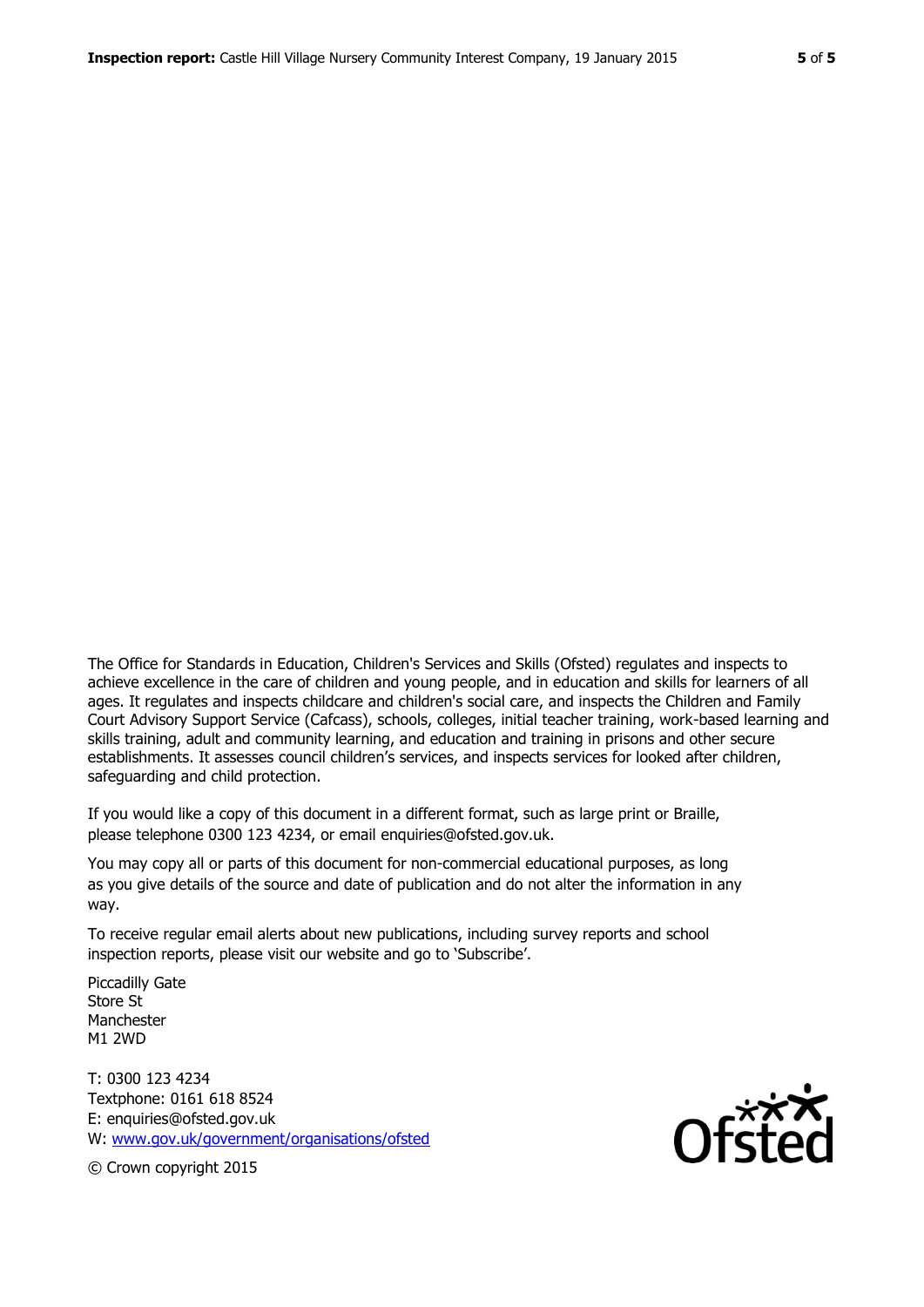The Office for Standards in Education, Children's Services and Skills (Ofsted) regulates and inspects to achieve excellence in the care of children and young people, and in education and skills for learners of all ages. It regulates and inspects childcare and children's social care, and inspects the Children and Family Court Advisory Support Service (Cafcass), schools, colleges, initial teacher training, work-based learning and skills training, adult and community learning, and education and training in prisons and other secure establishments. It assesses council children's services, and inspects services for looked after children, safeguarding and child protection.

If you would like a copy of this document in a different format, such as large print or Braille, please telephone 0300 123 4234, or email enquiries@ofsted.gov.uk.

You may copy all or parts of this document for non-commercial educational purposes, as long as you give details of the source and date of publication and do not alter the information in any way.

To receive regular email alerts about new publications, including survey reports and school inspection reports, please visit our website and go to 'Subscribe'.

Piccadilly Gate
Store St
Manchester
M1 2WD

T: 0300 123 4234
Textphone: 0161 618 8524
E: enquiries@ofsted.gov.uk
W: [www.gov.uk/government/organisations/ofsted](www.gov.uk/government/organisations/ofsted)

© Crown copyright 2015